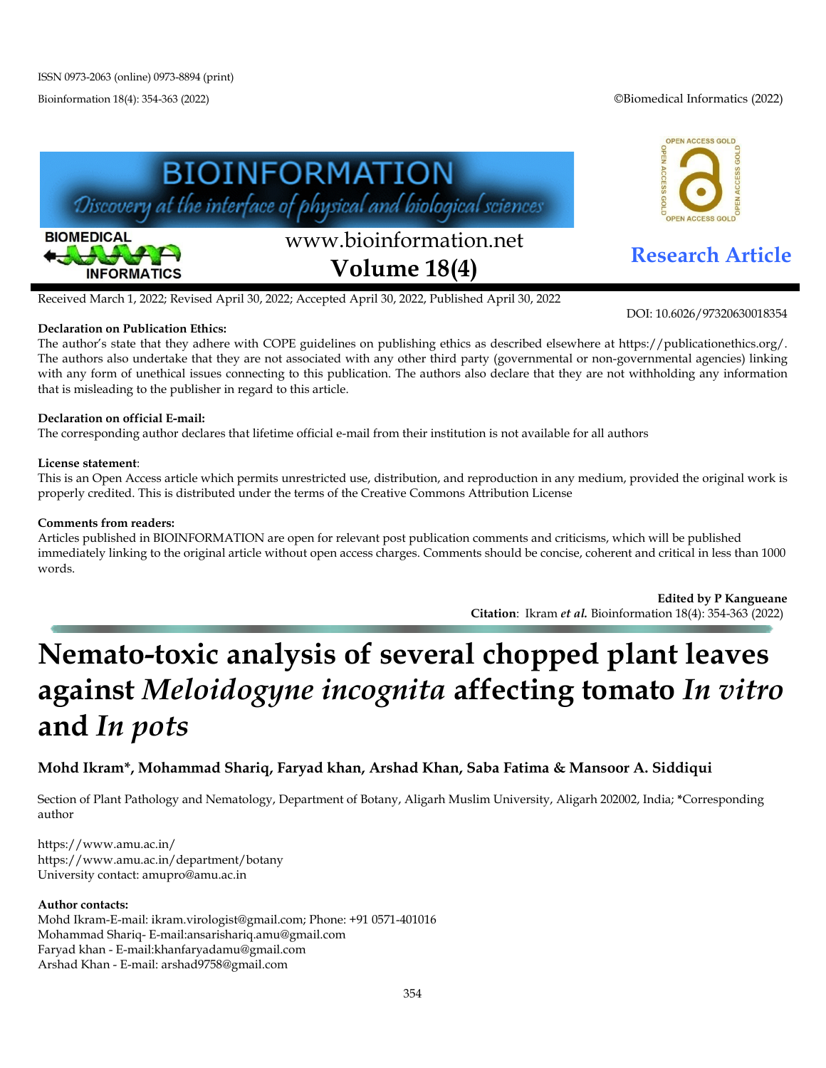ISSN 0973-2063 (online) 0973-8894 (print)

©Biomedical Informatics (2022)

**Research Article**

Received March 1, 2022; Revised April 30, 2022; Accepted April 30, 2022, Published April 30, 2022

DOI: 10.6026/97320630018354

**Declaration on Publication Ethics:**
The author's state that they adhere with COPE guidelines on publishing ethics as described elsewhere at https://publicationethics.org/. The authors also undertake that they are not associated with any other third party (governmental or non-governmental agencies) linking with any form of unethical issues connecting to this publication. The authors also declare that they are not withholding any information that is misleading to the publisher in regard to this article.

**Declaration on official E-mail:**
The corresponding author declares that lifetime official e-mail from their institution is not available for all authors

**License statement**:
This is an Open Access article which permits unrestricted use, distribution, and reproduction in any medium, provided the original work is properly credited. This is distributed under the terms of the Creative Commons Attribution License

**Comments from readers:**
Articles published in BIOINFORMATION are open for relevant post publication comments and criticisms, which will be published immediately linking to the original article without open access charges. Comments should be concise, coherent and critical in less than 1000 words.

**Edited by P Kangueane**
**Citation**: Ikram ***et al.*** Bioinformation 18(4): 354-363 (2022)

# Nemato-toxic analysis of several chopped plant leaves against *Meloidogyne incognita* affecting tomato *In vitro* and *In pots*

**Mohd Ikram\*, Mohammad Shariq, Faryad khan, Arshad Khan, Saba Fatima & Mansoor A. Siddiqui**

Section of Plant Pathology and Nematology, Department of Botany, Aligarh Muslim University, Aligarh 202002, India; \*Corresponding author

https://www.amu.ac.in/
https://www.amu.ac.in/department/botany
University contact: amupro@amu.ac.in

**Author contacts:**
Mohd Ikram-E-mail: ikram.virologist@gmail.com; Phone: +91 0571-401016
Mohammad Shariq- E-mail:ansarishariq.amu@gmail.com
Faryad khan - E-mail:khanfaryadamu@gmail.com
Arshad Khan - E-mail: arshad9758@gmail.com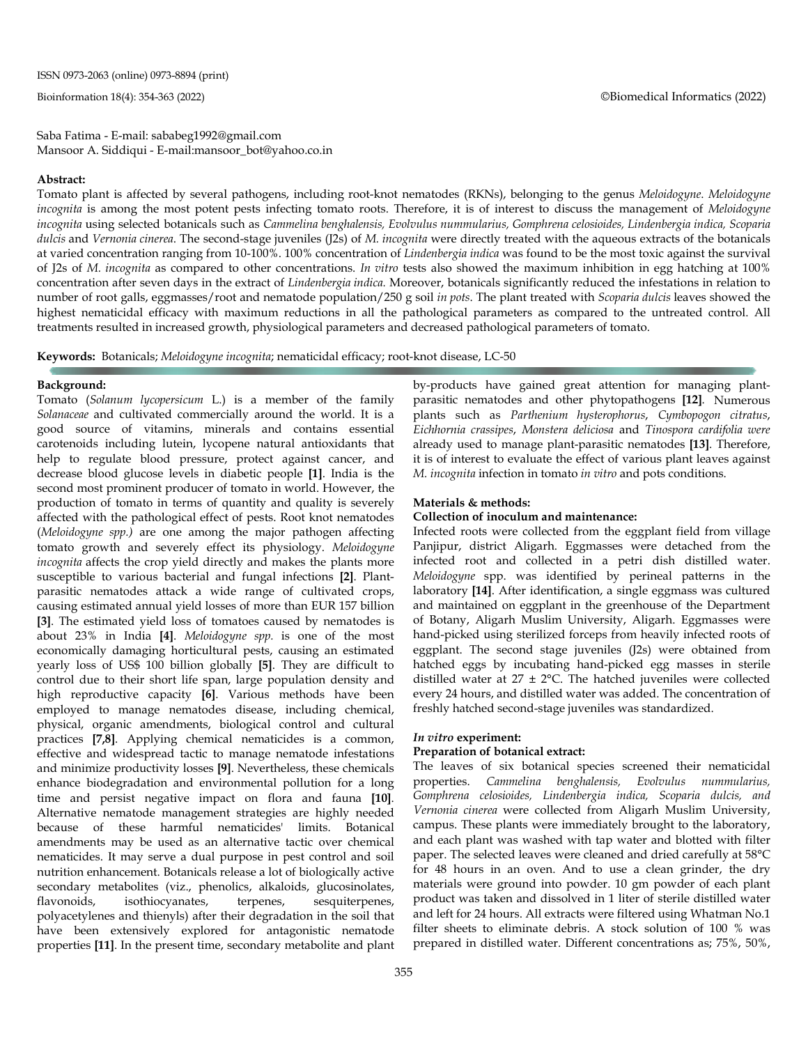Saba Fatima - E-mail: sababeg1992@gmail.com
Mansoor A. Siddiqui - E-mail:mansoor_bot@yahoo.co.in

**Abstract:**

Tomato plant is affected by several pathogens, including root-knot nematodes (RKNs), belonging to the genus *Meloidogyne*. *Meloidogyne incognita* is among the most potent pests infecting tomato roots. Therefore, it is of interest to discuss the management of *Meloidogyne incognita* using selected botanicals such as *Cammelina benghalensis, Evolvulus nummularius, Gomphrena celosioides, Lindenbergia indica, Scoparia dulcis* and *Vernonia cinerea*. The second-stage juveniles (J2s) of *M. incognita* were directly treated with the aqueous extracts of the botanicals at varied concentration ranging from 10-100%. 100% concentration of *Lindenbergia indica* was found to be the most toxic against the survival of J2s of *M. incognita* as compared to other concentrations. *In vitro* tests also showed the maximum inhibition in egg hatching at 100% concentration after seven days in the extract of *Lindenbergia indica.* Moreover, botanicals significantly reduced the infestations in relation to number of root galls, eggmasses/root and nematode population/250 g soil *in pots*. The plant treated with *Scoparia dulcis* leaves showed the highest nematicidal efficacy with maximum reductions in all the pathological parameters as compared to the untreated control. All treatments resulted in increased growth, physiological parameters and decreased pathological parameters of tomato.

**Keywords:** Botanicals; *Meloidogyne incognita*; nematicidal efficacy; root-knot disease, LC-50

## Background:

Tomato (*Solanum lycopersicum* L.) is a member of the family *Solanaceae* and cultivated commercially around the world. It is a good source of vitamins, minerals and contains essential carotenoids including lutein, lycopene natural antioxidants that help to regulate blood pressure, protect against cancer, and decrease blood glucose levels in diabetic people **[1]**. India is the second most prominent producer of tomato in world. However, the production of tomato in terms of quantity and quality is severely affected with the pathological effect of pests. Root knot nematodes (*Meloidogyne spp.)* are one among the major pathogen affecting tomato growth and severely effect its physiology. *Meloidogyne incognita* affects the crop yield directly and makes the plants more susceptible to various bacterial and fungal infections **[2]**. Plant-parasitic nematodes attack a wide range of cultivated crops, causing estimated annual yield losses of more than EUR 157 billion **[3]**. The estimated yield loss of tomatoes caused by nematodes is about 23% in India **[4]**. *Meloidogyne spp.* is one of the most economically damaging horticultural pests, causing an estimated yearly loss of US$ 100 billion globally **[5]**. They are difficult to control due to their short life span, large population density and high reproductive capacity **[6]**. Various methods have been employed to manage nematodes disease, including chemical, physical, organic amendments, biological control and cultural practices **[7,8]**. Applying chemical nematicides is a common, effective and widespread tactic to manage nematode infestations and minimize productivity losses **[9]**. Nevertheless, these chemicals enhance biodegradation and environmental pollution for a long time and persist negative impact on flora and fauna **[10]**. Alternative nematode management strategies are highly needed because of these harmful nematicides' limits. Botanical amendments may be used as an alternative tactic over chemical nematicides. It may serve a dual purpose in pest control and soil nutrition enhancement. Botanicals release a lot of biologically active secondary metabolites (viz., phenolics, alkaloids, glucosinolates, flavonoids, isothiocyanates, terpenes, sesquiterpenes, polyacetylenes and thienyls) after their degradation in the soil that have been extensively explored for antagonistic nematode properties **[11]**. In the present time, secondary metabolite and plant by-products have gained great attention for managing plant-parasitic nematodes and other phytopathogens **[12]**. Numerous plants such as *Parthenium hysterophorus*, *Cymbopogon citratus*, *Eichhornia crassipes*, *Monstera deliciosa* and *Tinospora cardifolia were* already used to manage plant-parasitic nematodes **[13]**. Therefore, it is of interest to evaluate the effect of various plant leaves against *M. incognita* infection in tomato *in vitro* and pots conditions.

## Materials & methods:

### Collection of inoculum and maintenance:

Infected roots were collected from the eggplant field from village Panjipur, district Aligarh. Eggmasses were detached from the infected root and collected in a petri dish distilled water. *Meloidogyne* spp. was identified by perineal patterns in the laboratory **[14]**. After identification, a single eggmass was cultured and maintained on eggplant in the greenhouse of the Department of Botany, Aligarh Muslim University, Aligarh. Eggmasses were hand-picked using sterilized forceps from heavily infected roots of eggplant. The second stage juveniles (J2s) were obtained from hatched eggs by incubating hand-picked egg masses in sterile distilled water at 27 ± 2°C. The hatched juveniles were collected every 24 hours, and distilled water was added. The concentration of freshly hatched second-stage juveniles was standardized.

### *In vitro* experiment:

### Preparation of botanical extract:

The leaves of six botanical species screened their nematicidal properties. *Cammelina benghalensis, Evolvulus nummularius, Gomphrena celosioides, Lindenbergia indica, Scoparia dulcis, and Vernonia cinerea* were collected from Aligarh Muslim University, campus. These plants were immediately brought to the laboratory, and each plant was washed with tap water and blotted with filter paper. The selected leaves were cleaned and dried carefully at 58°C for 48 hours in an oven. And to use a clean grinder, the dry materials were ground into powder. 10 gm powder of each plant product was taken and dissolved in 1 liter of sterile distilled water and left for 24 hours. All extracts were filtered using Whatman No.1 filter sheets to eliminate debris. A stock solution of 100 % was prepared in distilled water. Different concentrations as; 75%, 50%,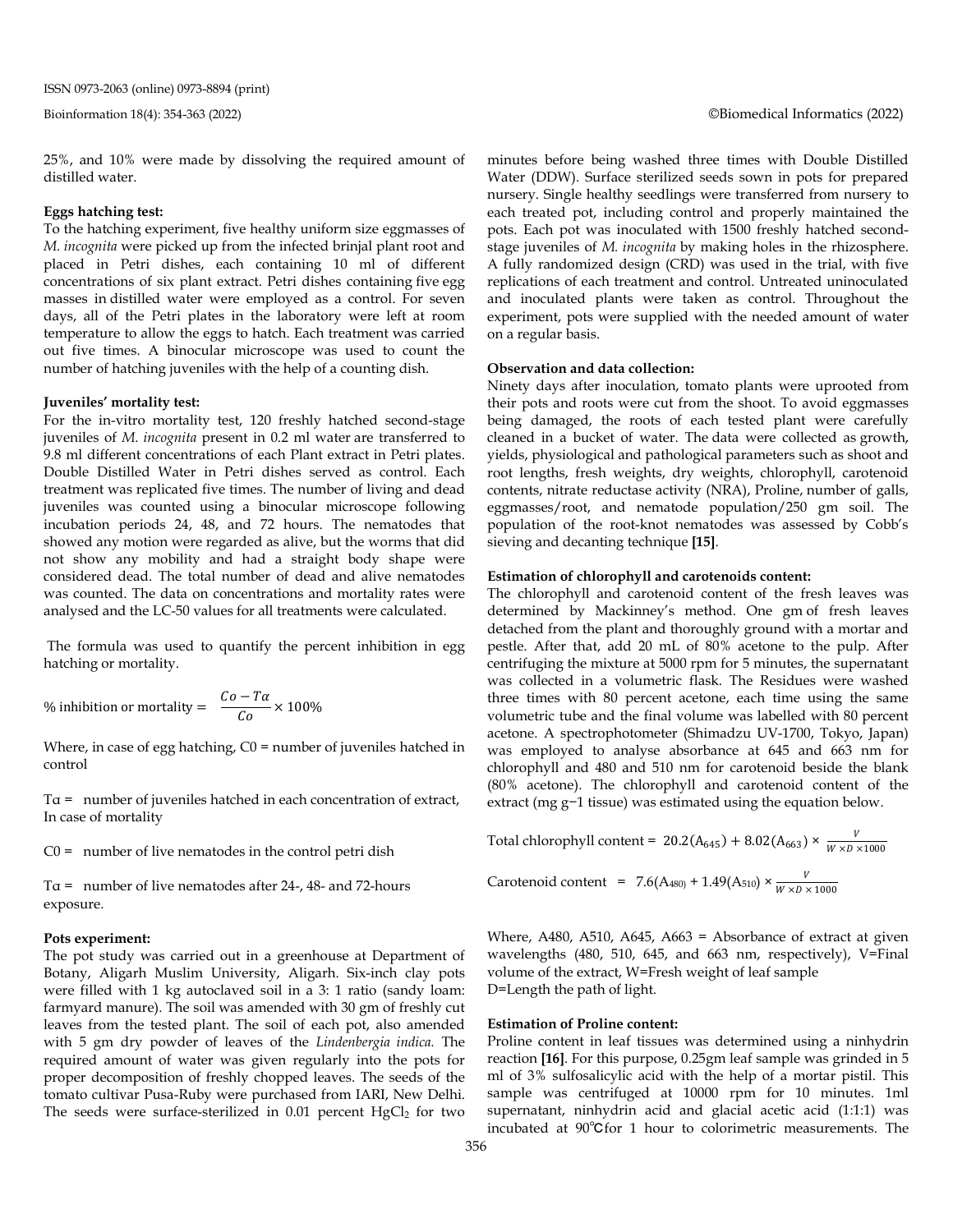25%, and 10% were made by dissolving the required amount of distilled water.

**Eggs hatching test:**

To the hatching experiment, five healthy uniform size eggmasses of *M. incognita* were picked up from the infected brinjal plant root and placed in Petri dishes, each containing 10 ml of different concentrations of six plant extract. Petri dishes containing five egg masses in distilled water were employed as a control. For seven days, all of the Petri plates in the laboratory were left at room temperature to allow the eggs to hatch. Each treatment was carried out five times. A binocular microscope was used to count the number of hatching juveniles with the help of a counting dish.

**Juveniles' mortality test:**

For the in-vitro mortality test, 120 freshly hatched second-stage juveniles of *M. incognita* present in 0.2 ml water are transferred to 9.8 ml different concentrations of each Plant extract in Petri plates. Double Distilled Water in Petri dishes served as control. Each treatment was replicated five times. The number of living and dead juveniles was counted using a binocular microscope following incubation periods 24, 48, and 72 hours. The nematodes that showed any motion were regarded as alive, but the worms that did not show any mobility and had a straight body shape were considered dead. The total number of dead and alive nematodes was counted. The data on concentrations and mortality rates were analysed and the LC-50 values for all treatments were calculated.

The formula was used to quantify the percent inhibition in egg hatching or mortality.

$$\% \text{ inhibition or mortality} = \frac{Co - T\alpha}{Co} \times 100\%$$

Where, in case of egg hatching, C0 = number of juveniles hatched in control

Tα = number of juveniles hatched in each concentration of extract, In case of mortality

C0 = number of live nematodes in the control petri dish

Tα = number of live nematodes after 24-, 48- and 72-hours exposure.

**Pots experiment:**

The pot study was carried out in a greenhouse at Department of Botany, Aligarh Muslim University, Aligarh. Six-inch clay pots were filled with 1 kg autoclaved soil in a 3: 1 ratio (sandy loam: farmyard manure). The soil was amended with 30 gm of freshly cut leaves from the tested plant. The soil of each pot, also amended with 5 gm dry powder of leaves of the *Lindenbergia indica.* The required amount of water was given regularly into the pots for proper decomposition of freshly chopped leaves. The seeds of the tomato cultivar Pusa-Ruby were purchased from IARI, New Delhi. The seeds were surface-sterilized in 0.01 percent $HgCl_2$ for two minutes before being washed three times with Double Distilled Water (DDW). Surface sterilized seeds sown in pots for prepared nursery. Single healthy seedlings were transferred from nursery to each treated pot, including control and properly maintained the pots. Each pot was inoculated with 1500 freshly hatched second-stage juveniles of *M. incognita* by making holes in the rhizosphere. A fully randomized design (CRD) was used in the trial, with five replications of each treatment and control. Untreated uninoculated and inoculated plants were taken as control. Throughout the experiment, pots were supplied with the needed amount of water on a regular basis.

**Observation and data collection:**

Ninety days after inoculation, tomato plants were uprooted from their pots and roots were cut from the shoot. To avoid eggmasses being damaged, the roots of each tested plant were carefully cleaned in a bucket of water. The data were collected as growth, yields, physiological and pathological parameters such as shoot and root lengths, fresh weights, dry weights, chlorophyll, carotenoid contents, nitrate reductase activity (NRA), Proline, number of galls, eggmasses/root, and nematode population/250 gm soil. The population of the root-knot nematodes was assessed by Cobb's sieving and decanting technique **[15]**.

**Estimation of chlorophyll and carotenoids content:**

The chlorophyll and carotenoid content of the fresh leaves was determined by Mackinney's method. One gm of fresh leaves detached from the plant and thoroughly ground with a mortar and pestle. After that, add 20 mL of 80% acetone to the pulp. After centrifuging the mixture at 5000 rpm for 5 minutes, the supernatant was collected in a volumetric flask. The Residues were washed three times with 80 percent acetone, each time using the same volumetric tube and the final volume was labelled with 80 percent acetone. A spectrophotometer (Shimadzu UV-1700, Tokyo, Japan) was employed to analyse absorbance at 645 and 663 nm for chlorophyll and 480 and 510 nm for carotenoid beside the blank (80% acetone). The chlorophyll and carotenoid content of the extract (mg g−1 tissue) was estimated using the equation below.

$$\text{Total chlorophyll content} = 20.2(A_{645}) + 8.02(A_{663}) \times \frac{V}{W \times D \times 1000}$$

$$\text{Carotenoid content} = 7.6(A_{480}) + 1.49(A_{510}) \times \frac{V}{W \times D \times 1000}$$

Where, A480, A510, A645, A663 = Absorbance of extract at given wavelengths (480, 510, 645, and 663 nm, respectively), V=Final volume of the extract, W=Fresh weight of leaf sample D=Length the path of light.

**Estimation of Proline content:**

Proline content in leaf tissues was determined using a ninhydrin reaction **[16]**. For this purpose, 0.25gm leaf sample was grinded in 5 ml of 3% sulfosalicylic acid with the help of a mortar pistil. This sample was centrifuged at 10000 rpm for 10 minutes. 1ml supernatant, ninhydrin acid and glacial acetic acid (1:1:1) was incubated at 90℃for 1 hour to colorimetric measurements. The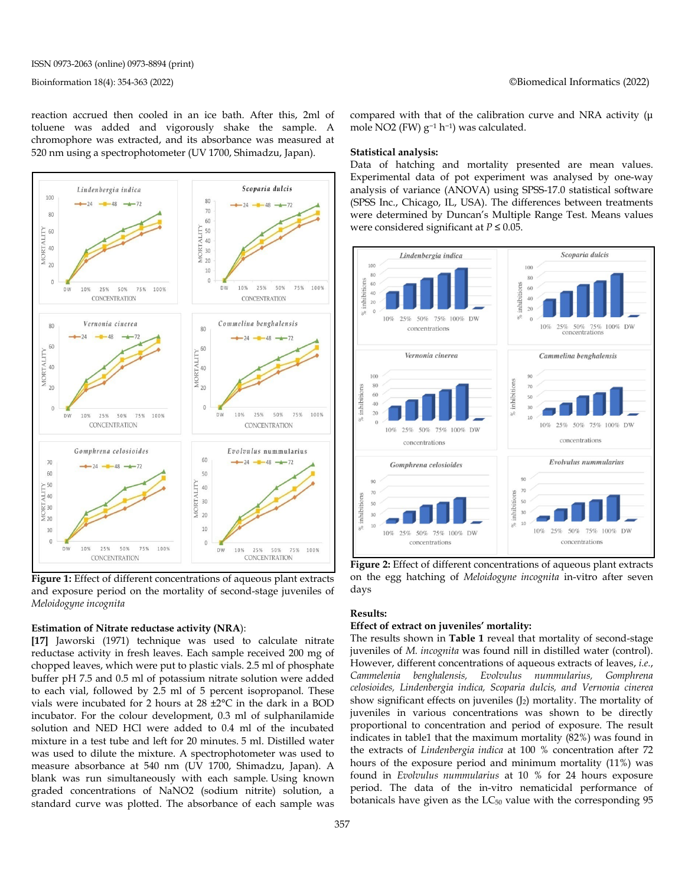reaction accrued then cooled in an ice bath. After this, 2ml of toluene was added and vigorously shake the sample. A chromophore was extracted, and its absorbance was measured at 520 nm using a spectrophotometer (UV 1700, Shimadzu, Japan).

**Figure 1:** Effect of different concentrations of aqueous plant extracts and exposure period on the mortality of second-stage juveniles of *Meloidogyne incognita*

### Estimation of Nitrate reductase activity (NRA):

**[17]** Jaworski (1971) technique was used to calculate nitrate reductase activity in fresh leaves. Each sample received 200 mg of chopped leaves, which were put to plastic vials. 2.5 ml of phosphate buffer pH 7.5 and 0.5 ml of potassium nitrate solution were added to each vial, followed by 2.5 ml of 5 percent isopropanol. These vials were incubated for 2 hours at 28 ±2°C in the dark in a BOD incubator. For the colour development, 0.3 ml of sulphanilamide solution and NED HCl were added to 0.4 ml of the incubated mixture in a test tube and left for 20 minutes. 5 ml. Distilled water was used to dilute the mixture. A spectrophotometer was used to measure absorbance at 540 nm (UV 1700, Shimadzu, Japan). A blank was run simultaneously with each sample. Using known graded concentrations of $NaNO_2$ (sodium nitrite) solution, a standard curve was plotted. The absorbance of each sample was compared with that of the calibration curve and NRA activity (μ mole $NO_2$ (FW) $g^{-1}$ $h^{-1}$) was calculated.

### Statistical analysis:

Data of hatching and mortality presented are mean values. Experimental data of pot experiment was analysed by one-way analysis of variance (ANOVA) using SPSS-17.0 statistical software (SPSS Inc., Chicago, IL, USA). The differences between treatments were determined by Duncan's Multiple Range Test. Means values were considered significant at $P \leq 0.05$.

**Figure 2:** Effect of different concentrations of aqueous plant extracts on the egg hatching of *Meloidogyne incognita* in-vitro after seven days

## Results:

### Effect of extract on juveniles' mortality:

The results shown in **Table 1** reveal that mortality of second-stage juveniles of *M. incognita* was found nill in distilled water (control). However, different concentrations of aqueous extracts of leaves, *i.e., Cammelenia benghalensis, Evolvulus nummularius, Gomphrena celosioides, Lindenbergia indica, Scoparia dulcis, and Vernonia cinerea* show significant effects on juveniles ($J_2$) mortality. The mortality of juveniles in various concentrations was shown to be directly proportional to concentration and period of exposure. The result indicates in table1 that the maximum mortality (82%) was found in the extracts of *Lindenbergia indica* at 100 % concentration after 72 hours of the exposure period and minimum mortality (11%) was found in *Evolvulus nummularius* at 10 % for 24 hours exposure period. The data of the in-vitro nematicidal performance of botanicals have given as the $LC_{50}$ value with the corresponding 95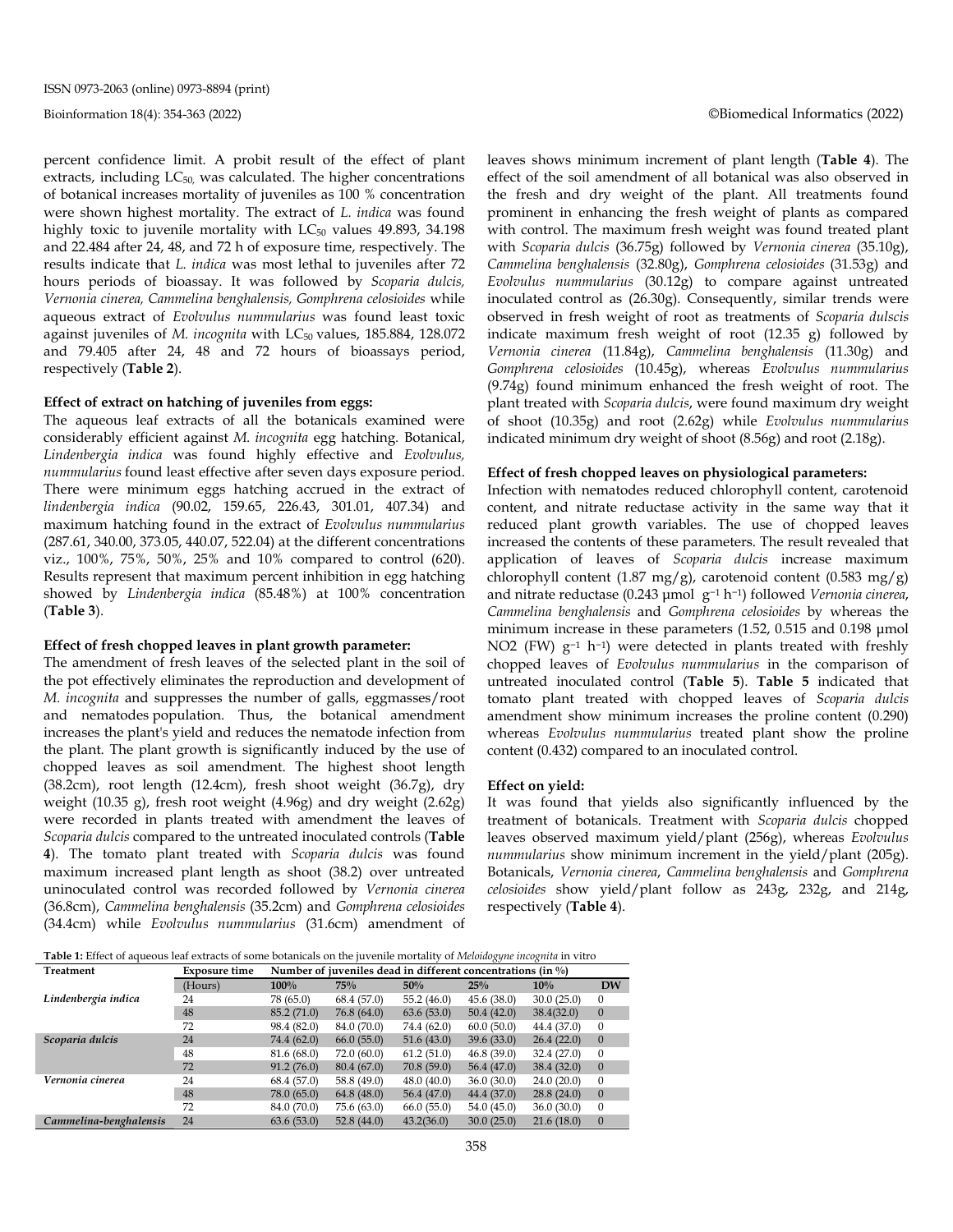percent confidence limit. A probit result of the effect of plant extracts, including $LC_{50}$, was calculated. The higher concentrations of botanical increases mortality of juveniles as 100 % concentration were shown highest mortality. The extract of *L. indica* was found highly toxic to juvenile mortality with $LC_{50}$ values 49.893, 34.198 and 22.484 after 24, 48, and 72 h of exposure time, respectively. The results indicate that *L. indica* was most lethal to juveniles after 72 hours periods of bioassay. It was followed by *Scoparia dulcis, Vernonia cinerea, Cammelina benghalensis, Gomphrena celosioides* while aqueous extract of *Evolvulus nummularius* was found least toxic against juveniles of *M. incognita* with $LC_{50}$ values, 185.884, 128.072 and 79.405 after 24, 48 and 72 hours of bioassays period, respectively (**Table 2**).

**Effect of extract on hatching of juveniles from eggs:**

The aqueous leaf extracts of all the botanicals examined were considerably efficient against *M. incognita* egg hatching. Botanical, *Lindenbergia indica* was found highly effective and *Evolvulus, nummularius* found least effective after seven days exposure period. There were minimum eggs hatching accrued in the extract of *lindenbergia indica* (90.02, 159.65, 226.43, 301.01, 407.34) and maximum hatching found in the extract of *Evolvulus nummularius* (287.61, 340.00, 373.05, 440.07, 522.04) at the different concentrations viz., 100%, 75%, 50%, 25% and 10% compared to control (620). Results represent that maximum percent inhibition in egg hatching showed by *Lindenbergia indica* (85.48%) at 100% concentration (**Table 3**).

**Effect of fresh chopped leaves in plant growth parameter:**

The amendment of fresh leaves of the selected plant in the soil of the pot effectively eliminates the reproduction and development of *M. incognita* and suppresses the number of galls, eggmasses/root and nematodes population. Thus, the botanical amendment increases the plant's yield and reduces the nematode infection from the plant. The plant growth is significantly induced by the use of chopped leaves as soil amendment. The highest shoot length (38.2cm), root length (12.4cm), fresh shoot weight (36.7g), dry weight (10.35 g), fresh root weight (4.96g) and dry weight (2.62g) were recorded in plants treated with amendment the leaves of *Scoparia dulcis* compared to the untreated inoculated controls (**Table 4**). The tomato plant treated with *Scoparia dulcis* was found maximum increased plant length as shoot (38.2) over untreated uninoculated control was recorded followed by *Vernonia cinerea* (36.8cm), *Cammelina benghalensis* (35.2cm) and *Gomphrena celosioides* (34.4cm) while *Evolvulus nummularius* (31.6cm) amendment of leaves shows minimum increment of plant length (**Table 4**). The effect of the soil amendment of all botanical was also observed in the fresh and dry weight of the plant. All treatments found prominent in enhancing the fresh weight of plants as compared with control. The maximum fresh weight was found treated plant with *Scoparia dulcis* (36.75g) followed by *Vernonia cinerea* (35.10g), *Cammelina benghalensis* (32.80g), *Gomphrena celosioides* (31.53g) and *Evolvulus nummularius* (30.12g) to compare against untreated inoculated control as (26.30g). Consequently, similar trends were observed in fresh weight of root as treatments of *Scoparia dulscis* indicate maximum fresh weight of root (12.35 g) followed by *Vernonia cinerea* (11.84g), *Cammelina benghalensis* (11.30g) and *Gomphrena celosioides* (10.45g), whereas *Evolvulus nummularius* (9.74g) found minimum enhanced the fresh weight of root. The plant treated with *Scoparia dulcis*, were found maximum dry weight of shoot (10.35g) and root (2.62g) while *Evolvulus nummularius* indicated minimum dry weight of shoot (8.56g) and root (2.18g).

**Effect of fresh chopped leaves on physiological parameters:**

Infection with nematodes reduced chlorophyll content, carotenoid content, and nitrate reductase activity in the same way that it reduced plant growth variables. The use of chopped leaves increased the contents of these parameters. The result revealed that application of leaves of *Scoparia dulcis* increase maximum chlorophyll content (1.87 mg/g), carotenoid content (0.583 mg/g) and nitrate reductase (0.243 µmol $g^{-1}$ $h^{-1}$) followed *Vernonia cinerea*, *Cammelina benghalensis* and *Gomphrena celosioides* by whereas the minimum increase in these parameters (1.52, 0.515 and 0.198 µmol NO2 (FW) $g^{-1}$ $h^{-1}$) were detected in plants treated with freshly chopped leaves of *Evolvulus nummularius* in the comparison of untreated inoculated control (**Table 5**). **Table 5** indicated that tomato plant treated with chopped leaves of *Scoparia dulcis* amendment show minimum increases the proline content (0.290) whereas *Evolvulus nummularius* treated plant show the proline content (0.432) compared to an inoculated control.

**Effect on yield:**

It was found that yields also significantly influenced by the treatment of botanicals. Treatment with *Scoparia dulcis* chopped leaves observed maximum yield/plant (256g), whereas *Evolvulus nummularius* show minimum increment in the yield/plant (205g). Botanicals, *Vernonia cinerea*, *Cammelina benghalensis* and *Gomphrena celosioides* show yield/plant follow as 243g, 232g, and 214g, respectively (**Table 4**).

**Table 1:** Effect of aqueous leaf extracts of some botanicals on the juvenile mortality of *Meloidogyne incognita* in vitro

| Treatment | Exposure time | Number of juveniles dead in different concentrations (in %) | | | | | |
|---|---|---|---|---|---|---|---|
| | (Hours) | 100% | 75% | 50% | 25% | 10% | DW |
| *Lindenbergia indica* | 24 | 78 (65.0) | 68.4 (57.0) | 55.2 (46.0) | 45.6 (38.0) | 30.0 (25.0) | 0 |
| | 48 | 85.2 (71.0) | 76.8 (64.0) | 63.6 (53.0) | 50.4 (42.0) | 38.4(32.0) | 0 |
| | 72 | 98.4 (82.0) | 84.0 (70.0) | 74.4 (62.0) | 60.0 (50.0) | 44.4 (37.0) | 0 |
| *Scoparia dulcis* | 24 | 74.4 (62.0) | 66.0 (55.0) | 51.6 (43.0) | 39.6 (33.0) | 26.4 (22.0) | 0 |
| | 48 | 81.6 (68.0) | 72.0 (60.0) | 61.2 (51.0) | 46.8 (39.0) | 32.4 (27.0) | 0 |
| | 72 | 91.2 (76.0) | 80.4 (67.0) | 70.8 (59.0) | 56.4 (47.0) | 38.4 (32.0) | 0 |
| *Vernonia cinerea* | 24 | 68.4 (57.0) | 58.8 (49.0) | 48.0 (40.0) | 36.0 (30.0) | 24.0 (20.0) | 0 |
| | 48 | 78.0 (65.0) | 64.8 (48.0) | 56.4 (47.0) | 44.4 (37.0) | 28.8 (24.0) | 0 |
| | 72 | 84.0 (70.0) | 75.6 (63.0) | 66.0 (55.0) | 54.0 (45.0) | 36.0 (30.0) | 0 |
| *Cammelina-benghalensis* | 24 | 63.6 (53.0) | 52.8 (44.0) | 43.2(36.0) | 30.0 (25.0) | 21.6 (18.0) | 0 |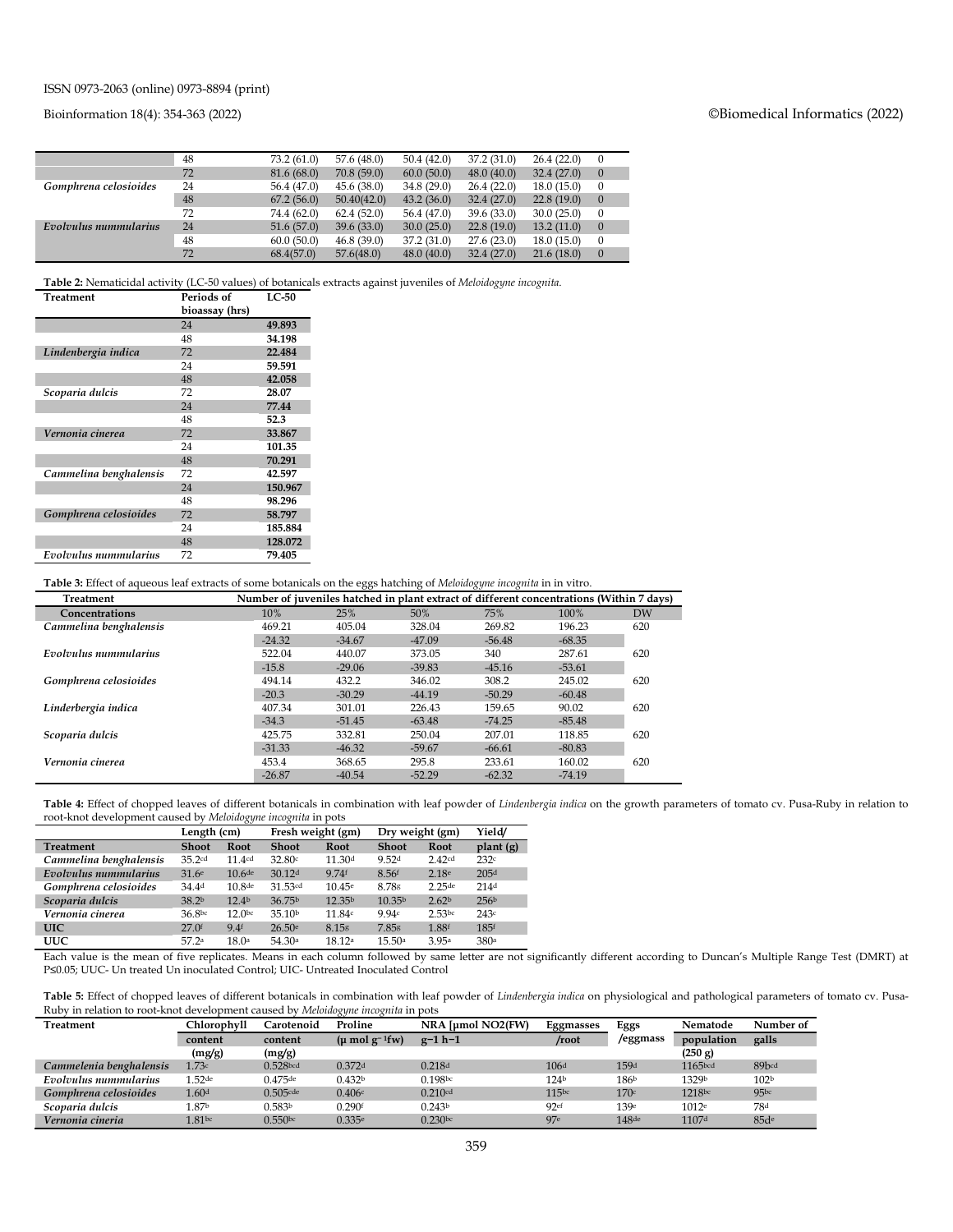| | 48 | 73.2 (61.0) | 57.6 (48.0) | 50.4 (42.0) | 37.2 (31.0) | 26.4 (22.0) | 0 |
|---|---|---|---|---|---|---|---|
| | 72 | 81.6 (68.0) | 70.8 (59.0) | 60.0 (50.0) | 48.0 (40.0) | 32.4 (27.0) | 0 |
| *Gomphrena celosioides* | 24 | 56.4 (47.0) | 45.6 (38.0) | 34.8 (29.0) | 26.4 (22.0) | 18.0 (15.0) | 0 |
| | 48 | 67.2 (56.0) | 50.40(42.0) | 43.2 (36.0) | 32.4 (27.0) | 22.8 (19.0) | 0 |
| | 72 | 74.4 (62.0) | 62.4 (52.0) | 56.4 (47.0) | 39.6 (33.0) | 30.0 (25.0) | 0 |
| *Evolvulus nummularius* | 24 | 51.6 (57.0) | 39.6 (33.0) | 30.0 (25.0) | 22.8 (19.0) | 13.2 (11.0) | 0 |
| | 48 | 60.0 (50.0) | 46.8 (39.0) | 37.2 (31.0) | 27.6 (23.0) | 18.0 (15.0) | 0 |
| | 72 | 68.4(57.0) | 57.6(48.0) | 48.0 (40.0) | 32.4 (27.0) | 21.6 (18.0) | 0 |

**Table 2:** Nematicidal activity (LC-50 values) of botanicals extracts against juveniles of *Meloidogyne incognita.*

| Treatment | Periods of bioassay (hrs) | LC-50 |
|---|---|---|
| | 24 | **49.893** |
| | 48 | **34.198** |
| *Lindenbergia indica* | 72 | **22.484** |
| | 24 | **59.591** |
| | 48 | **42.058** |
| *Scoparia dulcis* | 72 | **28.07** |
| | 24 | **77.44** |
| | 48 | **52.3** |
| *Vernonia cinerea* | 72 | **33.867** |
| | 24 | **101.35** |
| | 48 | **70.291** |
| *Cammelina benghalensis* | 72 | **42.597** |
| | 24 | **150.967** |
| | 48 | **98.296** |
| *Gomphrena celosioides* | 72 | **58.797** |
| | 24 | **185.884** |
| | 48 | **128.072** |
| *Evolvulus nummularius* | 72 | **79.405** |

**Table 3:** Effect of aqueous leaf extracts of some botanicals on the eggs hatching of *Meloidogyne incognita* in in vitro.

| Treatment | Number of juveniles hatched in plant extract of different concentrations (Within 7 days) | | | | | |
|---|---|---|---|---|---|---|
| **Concentrations** | 10% | 25% | 50% | 75% | 100% | DW |
| *Cammelina benghalensis* | 469.21 | 405.04 | 328.04 | 269.82 | 196.23 | 620 |
| | -24.32 | -34.67 | -47.09 | -56.48 | -68.35 | |
| *Evolvulus nummularius* | 522.04 | 440.07 | 373.05 | 340 | 287.61 | 620 |
| | -15.8 | -29.06 | -39.83 | -45.16 | -53.61 | |
| *Gomphrena celosioides* | 494.14 | 432.2 | 346.02 | 308.2 | 245.02 | 620 |
| | -20.3 | -30.29 | -44.19 | -50.29 | -60.48 | |
| *Linderbergia indica* | 407.34 | 301.01 | 226.43 | 159.65 | 90.02 | 620 |
| | -34.3 | -51.45 | -63.48 | -74.25 | -85.48 | |
| *Scoparia dulcis* | 425.75 | 332.81 | 250.04 | 207.01 | 118.85 | 620 |
| | -31.33 | -46.32 | -59.67 | -66.61 | -80.83 | |
| *Vernonia cinerea* | 453.4 | 368.65 | 295.8 | 233.61 | 160.02 | 620 |
| | -26.87 | -40.54 | -52.29 | -62.32 | -74.19 | |

**Table 4:** Effect of chopped leaves of different botanicals in combination with leaf powder of *Lindenbergia indica* on the growth parameters of tomato cv. Pusa-Ruby in relation to root-knot development caused by *Meloidogyne incognita* in pots

| | Length (cm) | | Fresh weight (gm) | | Dry weight (gm) | | Yield/ |
|---|---|---|---|---|---|---|---|
| **Treatment** | **Shoot** | **Root** | **Shoot** | **Root** | **Shoot** | **Root** | **plant (g)** |
| *Cammelina benghalensis* | 35.2cd | 11.4cd | 32.80c | 11.30d | 9.52d | 2.42cd | 232c |
| *Evolvulus nummularius* | 31.6e | 10.6de | 30.12d | 9.74f | 8.56f | 2.18e | 205d |
| *Gomphrena celosioides* | 34.4d | 10.8de | 31.53cd | 10.45e | 8.78g | 2.25de | 214d |
| *Scoparia dulcis* | 38.2b | 12.4b | 36.75b | 12.35b | 10.35b | 2.62b | 256b |
| *Vernonia cinerea* | 36.8bc | 12.0bc | 35.10b | 11.84c | 9.94c | 2.53bc | 243c |
| **UIC** | 27.0f | 9.4f | 26.50e | 8.15g | 7.85g | 1.88f | 185f |
| **UUC** | 57.2a | 18.0a | 54.30a | 18.12a | 15.50a | 3.95a | 380a |

Each value is the mean of five replicates. Means in each column followed by same letter are not significantly different according to Duncan's Multiple Range Test (DMRT) at P≤0.05; UUC- Un treated Un inoculated Control; UIC- Untreated Inoculated Control

**Table 5:** Effect of chopped leaves of different botanicals in combination with leaf powder of *Lindenbergia indica* on physiological and pathological parameters of tomato cv. Pusa-Ruby in relation to root-knot development caused by *Meloidogyne incognita* in pots

| Treatment | Chlorophyll content (mg/g) | Carotenoid content (mg/g) | Proline (μ mol $g^{-1}$fw) | NRA [μmol NO2(FW) $g^{-1}$ $h^{-1}$ | Eggmasses /root | Eggs /eggmass | Nematode population (250 g) | Number of galls |
|---|---|---|---|---|---|---|---|---|
| *Cammelenia benghalensis* | 1.73c | 0.528bcd | 0.372d | 0.218d | 106d | 159d | 1165bcd | 89bcd |
| *Evolvulus nummularius* | 1.52de | 0.475de | 0.432b | 0.198bc | 124b | 186b | 1329b | 102b |
| *Gomphrena celosioides* | 1.60d | 0.505cde | 0.406c | 0.210cd | 115bc | 170c | 1218bc | 95bc |
| *Scoparia dulcis* | 1.87b | 0.583b | 0.290f | 0.243b | 92ef | 139e | 1012e | 78d |
| *Vernonia cineria* | 1.81bc | 0.550bc | 0.335e | 0.230bc | 97e | 148de | 1107d | 85de |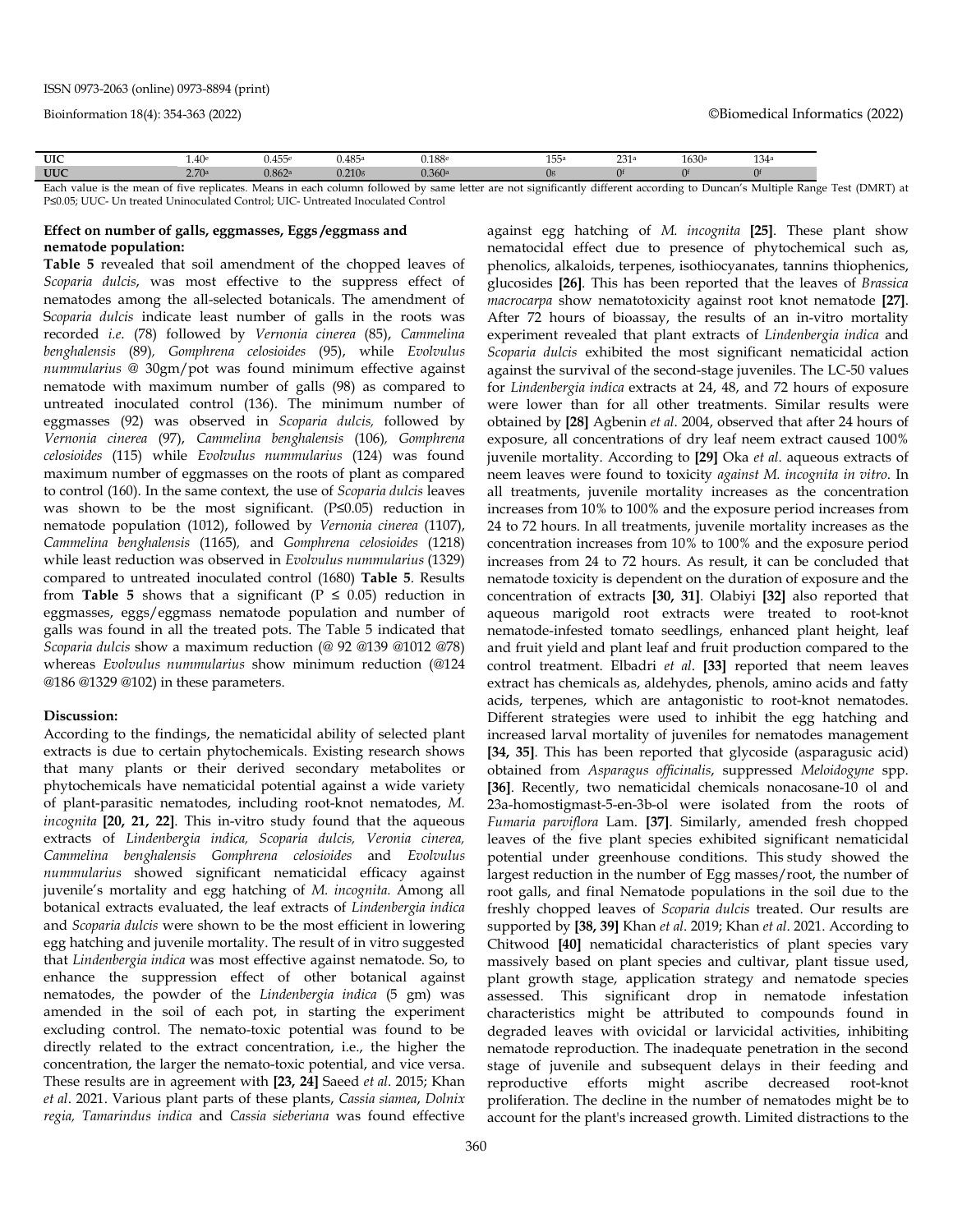| UIC | 1.40[e] | 0.455[e] | 0.485[a] | 0.188[e] | 155[a] | 231[a] | 1630[a] | 134[a] |
|---|---|---|---|---|---|---|---|---|
| UUC | 2.70[a] | 0.862[a] | 0.210[g] | 0.360[a] | 0[g] | 0[f] | 0[f] | 0[f] |

Each value is the mean of five replicates. Means in each column followed by same letter are not significantly different according to Duncan's Multiple Range Test (DMRT) at P≤0.05; UUC- Un treated Uninoculated Control; UIC- Untreated Inoculated Control

**Effect on number of galls, eggmasses, Eggs /eggmass and nematode population:**

**Table 5** revealed that soil amendment of the chopped leaves of *Scoparia dulcis*, was most effective to the suppress effect of nematodes among the all-selected botanicals. The amendment of S*coparia dulcis* indicate least number of galls in the roots was recorded *i.e*. (78) followed by *Vernonia cinerea* (85), *Cammelina benghalensis* (89)*, Gomphrena celosioides* (95), while *Evolvulus nummularius* @ 30gm/pot was found minimum effective against nematode with maximum number of galls (98) as compared to untreated inoculated control (136). The minimum number of eggmasses (92) was observed in *Scoparia dulcis,* followed by *Vernonia cinerea* (97), *Cammelina benghalensis* (106)*, Gomphrena celosioides* (115) while *Evolvulus nummularius* (124) was found maximum number of eggmasses on the roots of plant as compared to control (160). In the same context, the use of *Scoparia dulcis* leaves was shown to be the most significant. (P≤0.05) reduction in nematode population (1012), followed by *Vernonia cinerea* (1107), *Cammelina benghalensis* (1165)*,* and *Gomphrena celosioides* (1218) while least reduction was observed in *Evolvulus nummularius* (1329) compared to untreated inoculated control (1680) **Table 5**. Results from **Table 5** shows that a significant (P ≤ 0.05) reduction in eggmasses, eggs/eggmass nematode population and number of galls was found in all the treated pots. The Table 5 indicated that *Scoparia dulcis* show a maximum reduction (@ 92 @139 @1012 @78) whereas *Evolvulus nummularius* show minimum reduction (@124 @186 @1329 @102) in these parameters.

**Discussion:**

According to the findings, the nematicidal ability of selected plant extracts is due to certain phytochemicals. Existing research shows that many plants or their derived secondary metabolites or phytochemicals have nematicidal potential against a wide variety of plant-parasitic nematodes, including root-knot nematodes, *M. incognita* **[20, 21, 22]**. This in-vitro study found that the aqueous extracts of *Lindenbergia indica, Scoparia dulcis, Veronia cinerea, Cammelina benghalensis Gomphrena celosioides* and *Evolvulus nummularius* showed significant nematicidal efficacy against juvenile's mortality and egg hatching of *M. incognita.* Among all botanical extracts evaluated, the leaf extracts of *Lindenbergia indica* and *Scoparia dulcis* were shown to be the most efficient in lowering egg hatching and juvenile mortality. The result of in vitro suggested that *Lindenbergia indica* was most effective against nematode. So, to enhance the suppression effect of other botanical against nematodes, the powder of the *Lindenbergia indica* (5 gm) was amended in the soil of each pot, in starting the experiment excluding control. The nemato-toxic potential was found to be directly related to the extract concentration, i.e., the higher the concentration, the larger the nemato-toxic potential, and vice versa. These results are in agreement with **[23, 24]** Saeed *et al*. 2015; Khan *et al*. 2021. Various plant parts of these plants, *Cassia siamea*, *Dolnix regia, Tamarindus indica* and *Cassia sieberiana* was found effective against egg hatching of *M. incognita* **[25]**. These plant show nematocidal effect due to presence of phytochemical such as, phenolics, alkaloids, terpenes, isothiocyanates, tannins thiophenics, glucosides **[26]**. This has been reported that the leaves of *Brassica macrocarpa* show nematotoxicity against root knot nematode **[27]**. After 72 hours of bioassay, the results of an in-vitro mortality experiment revealed that plant extracts of *Lindenbergia indica* and *Scoparia dulcis* exhibited the most significant nematicidal action against the survival of the second-stage juveniles. The LC-50 values for *Lindenbergia indica* extracts at 24, 48, and 72 hours of exposure were lower than for all other treatments. Similar results were obtained by **[28]** Agbenin *et al*. 2004, observed that after 24 hours of exposure, all concentrations of dry leaf neem extract caused 100% juvenile mortality. According to **[29]** Oka *et al*. aqueous extracts of neem leaves were found to toxicity *against M. incognita in vitro*. In all treatments, juvenile mortality increases as the concentration increases from 10% to 100% and the exposure period increases from 24 to 72 hours. In all treatments, juvenile mortality increases as the concentration increases from 10% to 100% and the exposure period increases from 24 to 72 hours. As result, it can be concluded that nematode toxicity is dependent on the duration of exposure and the concentration of extracts **[30, 31]**. Olabiyi **[32]** also reported that aqueous marigold root extracts were treated to root-knot nematode-infested tomato seedlings, enhanced plant height, leaf and fruit yield and plant leaf and fruit production compared to the control treatment. Elbadri *et al*. **[33]** reported that neem leaves extract has chemicals as, aldehydes, phenols, amino acids and fatty acids, terpenes, which are antagonistic to root-knot nematodes. Different strategies were used to inhibit the egg hatching and increased larval mortality of juveniles for nematodes management **[34, 35]**. This has been reported that glycoside (asparagusic acid) obtained from *Asparagus officinalis*, suppressed *Meloidogyne* spp. **[36]**. Recently, two nematicidal chemicals nonacosane-10 ol and 23a-homostigmast-5-en-3b-ol were isolated from the roots of *Fumaria parviflora* Lam. **[37]**. Similarly, amended fresh chopped leaves of the five plant species exhibited significant nematicidal potential under greenhouse conditions. This study showed the largest reduction in the number of Egg masses/root, the number of root galls, and final Nematode populations in the soil due to the freshly chopped leaves of *Scoparia dulcis* treated. Our results are supported by **[38, 39]** Khan *et al*. 2019; Khan *et al*. 2021. According to Chitwood **[40]** nematicidal characteristics of plant species vary massively based on plant species and cultivar, plant tissue used, plant growth stage, application strategy and nematode species assessed. This significant drop in nematode infestation characteristics might be attributed to compounds found in degraded leaves with ovicidal or larvicidal activities, inhibiting nematode reproduction. The inadequate penetration in the second stage of juvenile and subsequent delays in their feeding and reproductive efforts might ascribe decreased root-knot proliferation. The decline in the number of nematodes might be to account for the plant's increased growth. Limited distractions to the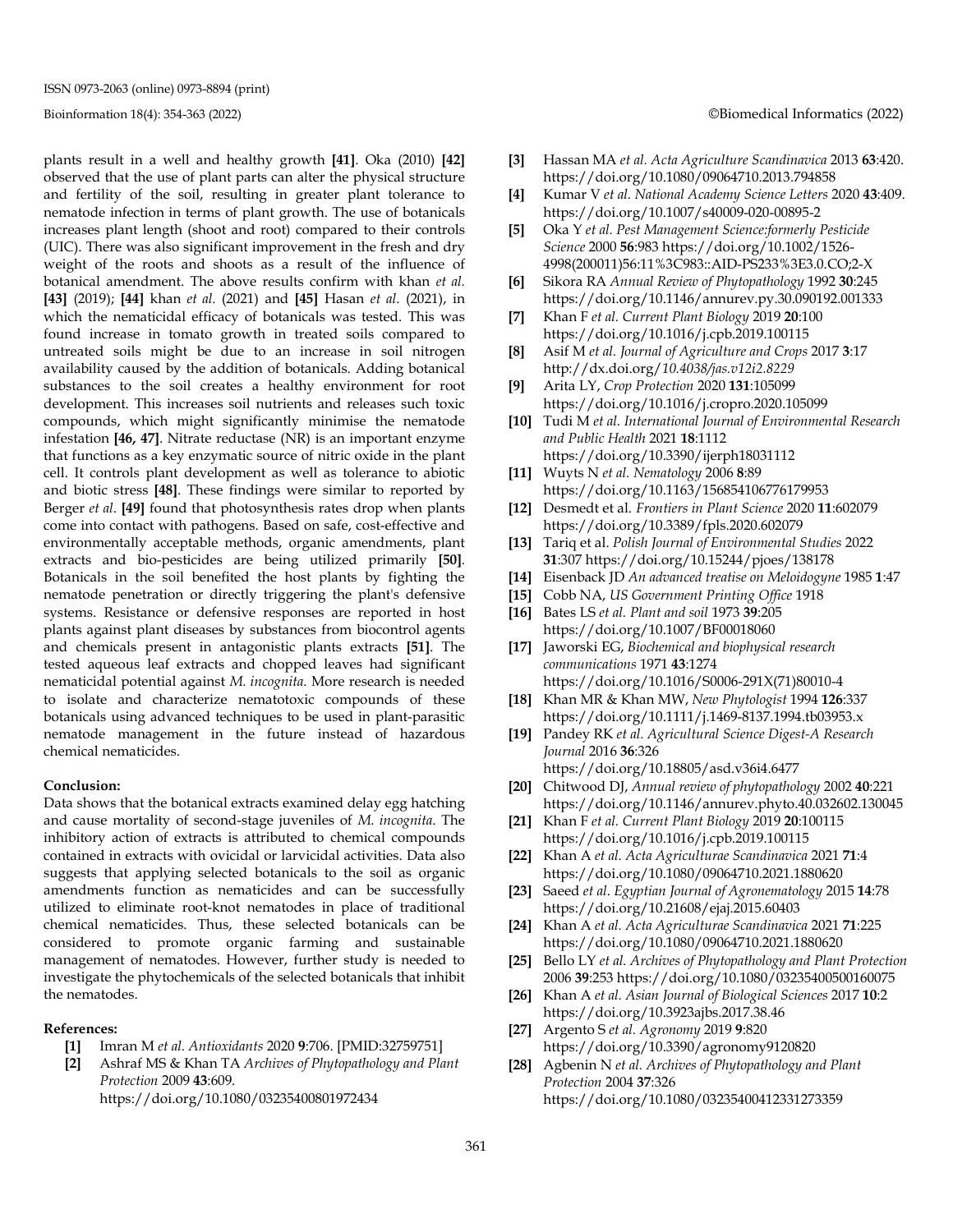plants result in a well and healthy growth **[41]**. Oka (2010) **[42]** observed that the use of plant parts can alter the physical structure and fertility of the soil, resulting in greater plant tolerance to nematode infection in terms of plant growth. The use of botanicals increases plant length (shoot and root) compared to their controls (UIC). There was also significant improvement in the fresh and dry weight of the roots and shoots as a result of the influence of botanical amendment. The above results confirm with khan *et al.* **[43]** (2019); **[44]** khan *et al.* (2021) and **[45]** Hasan *et al*. (2021), in which the nematicidal efficacy of botanicals was tested. This was found increase in tomato growth in treated soils compared to untreated soils might be due to an increase in soil nitrogen availability caused by the addition of botanicals. Adding botanical substances to the soil creates a healthy environment for root development. This increases soil nutrients and releases such toxic compounds, which might significantly minimise the nematode infestation **[46, 47]**. Nitrate reductase (NR) is an important enzyme that functions as a key enzymatic source of nitric oxide in the plant cell. It controls plant development as well as tolerance to abiotic and biotic stress **[48]**. These findings were similar to reported by Berger *et al*. **[49]** found that photosynthesis rates drop when plants come into contact with pathogens. Based on safe, cost-effective and environmentally acceptable methods, organic amendments, plant extracts and bio-pesticides are being utilized primarily **[50]**. Botanicals in the soil benefited the host plants by fighting the nematode penetration or directly triggering the plant's defensive systems. Resistance or defensive responses are reported in host plants against plant diseases by substances from biocontrol agents and chemicals present in antagonistic plants extracts **[51]**. The tested aqueous leaf extracts and chopped leaves had significant nematicidal potential against *M. incognita.* More research is needed to isolate and characterize nematotoxic compounds of these botanicals using advanced techniques to be used in plant-parasitic nematode management in the future instead of hazardous chemical nematicides.

**Conclusion:**

Data shows that the botanical extracts examined delay egg hatching and cause mortality of second-stage juveniles of *M. incognita*. The inhibitory action of extracts is attributed to chemical compounds contained in extracts with ovicidal or larvicidal activities. Data also suggests that applying selected botanicals to the soil as organic amendments function as nematicides and can be successfully utilized to eliminate root-knot nematodes in place of traditional chemical nematicides. Thus, these selected botanicals can be considered to promote organic farming and sustainable management of nematodes. However, further study is needed to investigate the phytochemicals of the selected botanicals that inhibit the nematodes.

**References:**

- **[1]** Imran M *et al. Antioxidants* 2020 **9**:706. [PMID:32759751]
- **[2]** Ashraf MS & Khan TA *Archives of Phytopathology and Plant Protection* 2009 **43**:609. https://doi.org/10.1080/03235400801972434
- **[3]** Hassan MA *et al. Acta Agriculture Scandinavica* 2013 **63**:420. https://doi.org/10.1080/09064710.2013.794858
- **[4]** Kumar V *et al. National Academy Science Letters* 2020 **43**:409. https://doi.org/10.1007/s40009-020-00895-2
- **[5]** Oka Y *et al. Pest Management Science:formerly Pesticide Science* 2000 **56**:983 https://doi.org/10.1002/1526-4998(200011)56:11%3C983::AID-PS233%3E3.0.CO;2-X
- **[6]** Sikora RA *Annual Review of Phytopathology* 1992 **30**:245 https://doi.org/10.1146/annurev.py.30.090192.001333
- **[7]** Khan F *et al. Current Plant Biology* 2019 **20**:100 https://doi.org/10.1016/j.cpb.2019.100115
- **[8]** Asif M *et al. Journal of Agriculture and Crops* 2017 **3**:17 http://dx.doi.org/*10.4038/jas.v12i2.8229*
- **[9]** Arita LY, *Crop Protection* 2020 **131**:105099 https://doi.org/10.1016/j.cropro.2020.105099
- **[10]** Tudi M *et al. International Journal of Environmental Research and Public Health* 2021 **18**:1112 https://doi.org/10.3390/ijerph18031112
- **[11]** Wuyts N *et al. Nematology* 2006 **8**:89 https://doi.org/10.1163/156854106776179953
- **[12]** Desmedt et al. *Frontiers in Plant Science* 2020 **11**:602079 https://doi.org/10.3389/fpls.2020.602079
- **[13]** Tariq et al. *Polish Journal of Environmental Studies* 2022 **31**:307 https://doi.org/10.15244/pjoes/138178
- **[14]** Eisenback JD *An advanced treatise on Meloidogyne* 1985 **1**:47
- **[15]** Cobb NA, *US Government Printing Office* 1918
- **[16]** Bates LS *et al. Plant and soil* 1973 **39**:205 https://doi.org/10.1007/BF00018060
- **[17]** Jaworski EG, *Biochemical and biophysical research communications* 1971 **43**:1274 https://doi.org/10.1016/S0006-291X(71)80010-4
- **[18]** Khan MR & Khan MW, *New Phytologist* 1994 **126**:337 https://doi.org/10.1111/j.1469-8137.1994.tb03953.x
- **[19]** Pandey RK *et al. Agricultural Science Digest-A Research Journal* 2016 **36**:326 https://doi.org/10.18805/asd.v36i4.6477
- **[20]** Chitwood DJ, *Annual review of phytopathology* 2002 **40**:221 https://doi.org/10.1146/annurev.phyto.40.032602.130045
- **[21]** Khan F *et al. Current Plant Biology* 2019 **20**:100115 https://doi.org/10.1016/j.cpb.2019.100115
- **[22]** Khan A *et al. Acta Agriculturae Scandinavica* 2021 **71**:4 https://doi.org/10.1080/09064710.2021.1880620
- **[23]** Saeed *et al*. *Egyptian Journal of Agronematology* 2015 **14**:78 https://doi.org/10.21608/ejaj.2015.60403
- **[24]** Khan A *et al. Acta Agriculturae Scandinavica* 2021 **71**:225 https://doi.org/10.1080/09064710.2021.1880620
- **[25]** Bello LY *et al. Archives of Phytopathology and Plant Protection* 2006 **39**:253 https://doi.org/10.1080/03235400500160075
- **[26]** Khan A *et al. Asian Journal of Biological Sciences* 2017 **10**:2 https://doi.org/10.3923ajbs.2017.38.46
- **[27]** Argento S *et al. Agronomy* 2019 **9**:820 https://doi.org/10.3390/agronomy9120820
- **[28]** Agbenin N *et al. Archives of Phytopathology and Plant Protection* 2004 **37**:326 https://doi.org/10.1080/03235400412331273359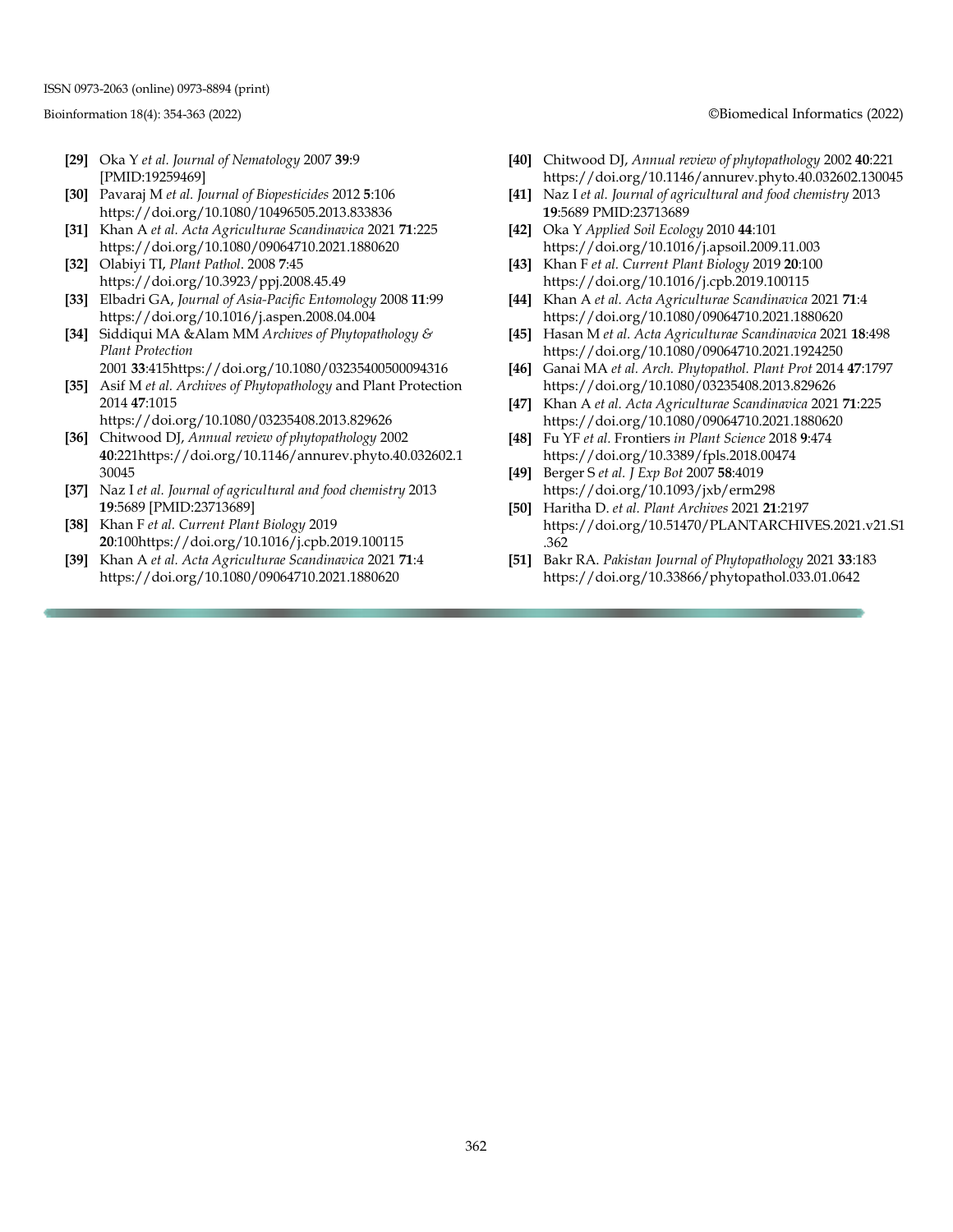**[29]** Oka Y *et al. Journal of Nematology* 2007 **39**:9 [PMID:19259469]

**[30]** Pavaraj M *et al. Journal of Biopesticides* 2012 **5**:106 https://doi.org/10.1080/10496505.2013.833836

**[31]** Khan A *et al. Acta Agriculturae Scandinavica* 2021 **71**:225 https://doi.org/10.1080/09064710.2021.1880620

**[32]** Olabiyi TI, *Plant Pathol*. 2008 **7**:45 https://doi.org/10.3923/ppj.2008.45.49

**[33]** Elbadri GA, *Journal of Asia-Pacific Entomology* 2008 **11**:99 https://doi.org/10.1016/j.aspen.2008.04.004

**[34]** Siddiqui MA &Alam MM *Archives of Phytopathology & Plant Protection* 2001 **33**:415https://doi.org/10.1080/03235400500094316

**[35]** Asif M *et al. Archives of Phytopathology* and Plant Protection 2014 **47**:1015 https://doi.org/10.1080/03235408.2013.829626

**[36]** Chitwood DJ, *Annual review of phytopathology* 2002 **40**:221https://doi.org/10.1146/annurev.phyto.40.032602.130045

**[37]** Naz I *et al. Journal of agricultural and food chemistry* 2013 **19**:5689 [PMID:23713689]

**[38]** Khan F *et al. Current Plant Biology* 2019 **20**:100https://doi.org/10.1016/j.cpb.2019.100115

**[39]** Khan A *et al. Acta Agriculturae Scandinavica* 2021 **71**:4 https://doi.org/10.1080/09064710.2021.1880620

**[40]** Chitwood DJ, *Annual review of phytopathology* 2002 **40**:221 https://doi.org/10.1146/annurev.phyto.40.032602.130045

**[41]** Naz I *et al. Journal of agricultural and food chemistry* 2013 **19**:5689 PMID:23713689

**[42]** Oka Y *Applied Soil Ecology* 2010 **44**:101 https://doi.org/10.1016/j.apsoil.2009.11.003

**[43]** Khan F *et al. Current Plant Biology* 2019 **20**:100 https://doi.org/10.1016/j.cpb.2019.100115

**[44]** Khan A *et al. Acta Agriculturae Scandinavica* 2021 **71**:4 https://doi.org/10.1080/09064710.2021.1880620

**[45]** Hasan M *et al. Acta Agriculturae Scandinavica* 2021 **18**:498 https://doi.org/10.1080/09064710.2021.1924250

**[46]** Ganai MA *et al. Arch. Phytopathol. Plant Prot* 2014 **47**:1797 https://doi.org/10.1080/03235408.2013.829626

**[47]** Khan A *et al. Acta Agriculturae Scandinavica* 2021 **71**:225 https://doi.org/10.1080/09064710.2021.1880620

**[48]** Fu YF *et al.* Frontiers *in Plant Science* 2018 **9**:474 https://doi.org/10.3389/fpls.2018.00474

**[49]** Berger S *et al. J Exp Bot* 2007 **58**:4019 https://doi.org/10.1093/jxb/erm298

**[50]** Haritha D. *et al. Plant Archives* 2021 **21**:2197 https://doi.org/10.51470/PLANTARCHIVES.2021.v21.S1.362

**[51]** Bakr RA. *Pakistan Journal of Phytopathology* 2021 **33**:183 https://doi.org/10.33866/phytopathol.033.01.0642